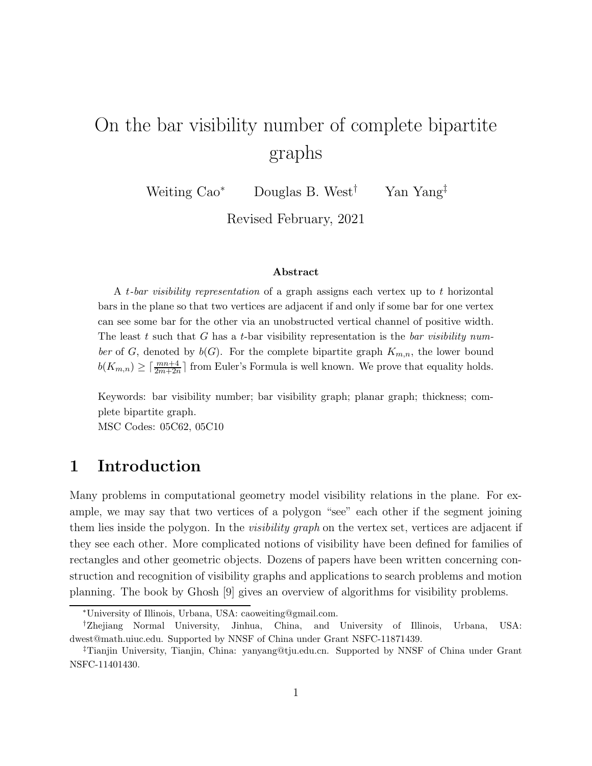# On the bar visibility number of complete bipartite graphs

Weiting Cao[*] Douglas B. West[†] Yan Yang[‡]

Revised February, 2021

### Abstract

A *t-bar visibility representation* of a graph assigns each vertex up to $t$ horizontal bars in the plane so that two vertices are adjacent if and only if some bar for one vertex can see some bar for the other via an unobstructed vertical channel of positive width. The least $t$ such that $G$ has a $t$-bar visibility representation is the *bar visibility number* of $G$, denoted by $b(G)$. For the complete bipartite graph $K_{m,n}$, the lower bound $b(K_{m,n}) \geq \lceil \frac{mn+4}{2m+2n} \rceil$ from Euler's Formula is well known. We prove that equality holds.

Keywords: bar visibility number; bar visibility graph; planar graph; thickness; complete bipartite graph.
MSC Codes: 05C62, 05C10

## 1 Introduction

Many problems in computational geometry model visibility relations in the plane. For example, we may say that two vertices of a polygon "see" each other if the segment joining them lies inside the polygon. In the *visibility graph* on the vertex set, vertices are adjacent if they see each other. More complicated notions of visibility have been defined for families of rectangles and other geometric objects. Dozens of papers have been written concerning construction and recognition of visibility graphs and applications to search problems and motion planning. The book by Ghosh [9] gives an overview of algorithms for visibility problems.

[*] University of Illinois, Urbana, USA: caoweiting@gmail.com.

[†] Zhejiang Normal University, Jinhua, China, and University of Illinois, Urbana, USA: dwest@math.uiuc.edu. Supported by NNSF of China under Grant NSFC-11871439.

[‡] Tianjin University, Tianjin, China: yanyang@tju.edu.cn. Supported by NNSF of China under Grant NSFC-11401430.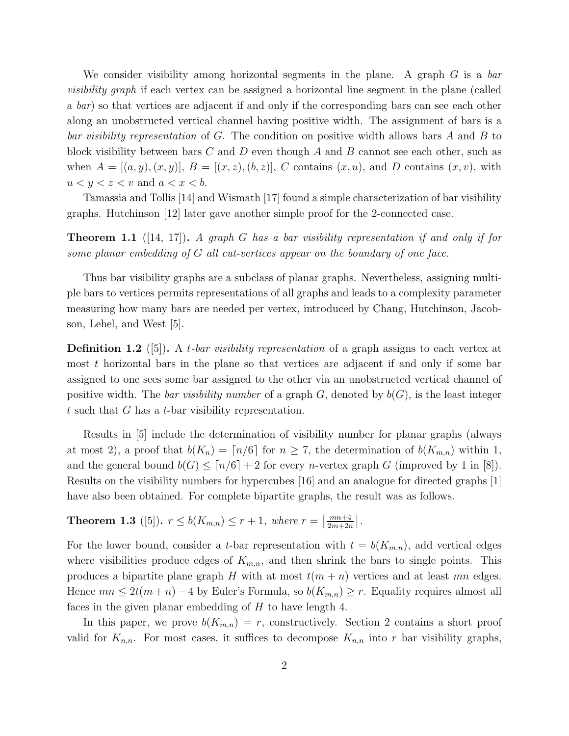We consider visibility among horizontal segments in the plane. A graph $G$ is a *bar visibility graph* if each vertex can be assigned a horizontal line segment in the plane (called a *bar*) so that vertices are adjacent if and only if the corresponding bars can see each other along an unobstructed vertical channel having positive width. The assignment of bars is a *bar visibility representation* of $G$. The condition on positive width allows bars $A$ and $B$ to block visibility between bars $C$ and $D$ even though $A$ and $B$ cannot see each other, such as when $A = [(a, y), (x, y)]$, $B = [(x, z), (b, z)]$, $C$ contains $(x, u)$, and $D$ contains $(x, v)$, with $u < y < z < v$ and $a < x < b$.

Tamassia and Tollis [14] and Wismath [17] found a simple characterization of bar visibility graphs. Hutchinson [12] later gave another simple proof for the 2-connected case.

**Theorem 1.1** ([14, 17]). *A graph $G$ has a bar visibility representation if and only if for some planar embedding of $G$ all cut-vertices appear on the boundary of one face.*

Thus bar visibility graphs are a subclass of planar graphs. Nevertheless, assigning multiple bars to vertices permits representations of all graphs and leads to a complexity parameter measuring how many bars are needed per vertex, introduced by Chang, Hutchinson, Jacobson, Lehel, and West [5].

**Definition 1.2** ([5]). A *$t$-bar visibility representation* of a graph assigns to each vertex at most $t$ horizontal bars in the plane so that vertices are adjacent if and only if some bar assigned to one sees some bar assigned to the other via an unobstructed vertical channel of positive width. The *bar visibility number* of a graph $G$, denoted by $b(G)$, is the least integer $t$ such that $G$ has a $t$-bar visibility representation.

Results in [5] include the determination of visibility number for planar graphs (always at most 2), a proof that $b(K_n) = \lceil n/6 \rceil$ for $n \geq 7$, the determination of $b(K_{m,n})$ within 1, and the general bound $b(G) \leq \lceil n/6 \rceil + 2$ for every $n$-vertex graph $G$ (improved by 1 in [8]). Results on the visibility numbers for hypercubes [16] and an analogue for directed graphs [1] have also been obtained. For complete bipartite graphs, the result was as follows.

**Theorem 1.3** ([5]). *$r \leq b(K_{m,n}) \leq r + 1$, where $r = \left\lceil \frac{mn+4}{2m+2n} \right\rceil$.*

For the lower bound, consider a $t$-bar representation with $t = b(K_{m,n})$, add vertical edges where visibilities produce edges of $K_{m,n}$, and then shrink the bars to single points. This produces a bipartite plane graph $H$ with at most $t(m + n)$ vertices and at least $mn$ edges. Hence $mn \leq 2t(m + n) - 4$ by Euler's Formula, so $b(K_{m,n}) \geq r$. Equality requires almost all faces in the given planar embedding of $H$ to have length 4.

In this paper, we prove $b(K_{m,n}) = r$, constructively. Section 2 contains a short proof valid for $K_{n,n}$. For most cases, it suffices to decompose $K_{n,n}$ into $r$ bar visibility graphs,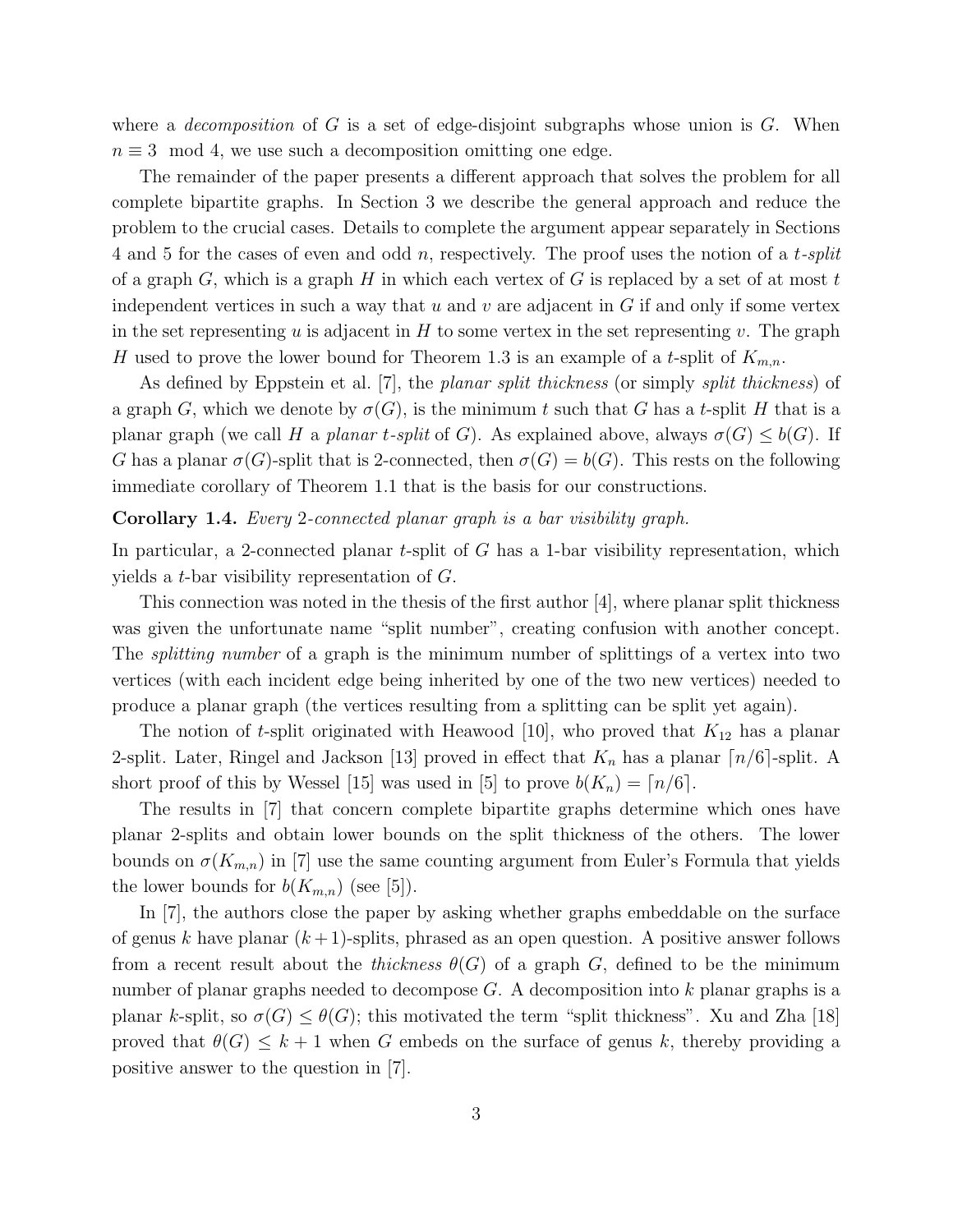where a *decomposition* of $G$ is a set of edge-disjoint subgraphs whose union is $G$. When $n \equiv 3 \mod 4$, we use such a decomposition omitting one edge.

The remainder of the paper presents a different approach that solves the problem for all complete bipartite graphs. In Section 3 we describe the general approach and reduce the problem to the crucial cases. Details to complete the argument appear separately in Sections 4 and 5 for the cases of even and odd $n$, respectively. The proof uses the notion of a *$t$-split* of a graph $G$, which is a graph $H$ in which each vertex of $G$ is replaced by a set of at most $t$ independent vertices in such a way that $u$ and $v$ are adjacent in $G$ if and only if some vertex in the set representing $u$ is adjacent in $H$ to some vertex in the set representing $v$. The graph $H$ used to prove the lower bound for Theorem 1.3 is an example of a $t$-split of $K_{m,n}$.

As defined by Eppstein et al. [7], the *planar split thickness* (or simply *split thickness*) of a graph $G$, which we denote by $\sigma(G)$, is the minimum $t$ such that $G$ has a $t$-split $H$ that is a planar graph (we call $H$ a *planar $t$-split* of $G$). As explained above, always $\sigma(G) \leq b(G)$. If $G$ has a planar $\sigma(G)$-split that is 2-connected, then $\sigma(G) = b(G)$. This rests on the following immediate corollary of Theorem 1.1 that is the basis for our constructions.

**Corollary 1.4.** *Every 2-connected planar graph is a bar visibility graph.*

In particular, a 2-connected planar $t$-split of $G$ has a 1-bar visibility representation, which yields a $t$-bar visibility representation of $G$.

This connection was noted in the thesis of the first author [4], where planar split thickness was given the unfortunate name "split number", creating confusion with another concept. The *splitting number* of a graph is the minimum number of splittings of a vertex into two vertices (with each incident edge being inherited by one of the two new vertices) needed to produce a planar graph (the vertices resulting from a splitting can be split yet again).

The notion of $t$-split originated with Heawood [10], who proved that $K_{12}$ has a planar 2-split. Later, Ringel and Jackson [13] proved in effect that $K_n$ has a planar $\lceil n/6 \rceil$-split. A short proof of this by Wessel [15] was used in [5] to prove $b(K_n) = \lceil n/6 \rceil$.

The results in [7] that concern complete bipartite graphs determine which ones have planar 2-splits and obtain lower bounds on the split thickness of the others. The lower bounds on $\sigma(K_{m,n})$ in [7] use the same counting argument from Euler's Formula that yields the lower bounds for $b(K_{m,n})$ (see [5]).

In [7], the authors close the paper by asking whether graphs embeddable on the surface of genus $k$ have planar $(k+1)$-splits, phrased as an open question. A positive answer follows from a recent result about the *thickness* $\theta(G)$ of a graph $G$, defined to be the minimum number of planar graphs needed to decompose $G$. A decomposition into $k$ planar graphs is a planar $k$-split, so $\sigma(G) \leq \theta(G)$; this motivated the term "split thickness". Xu and Zha [18] proved that $\theta(G) \leq k + 1$ when $G$ embeds on the surface of genus $k$, thereby providing a positive answer to the question in [7].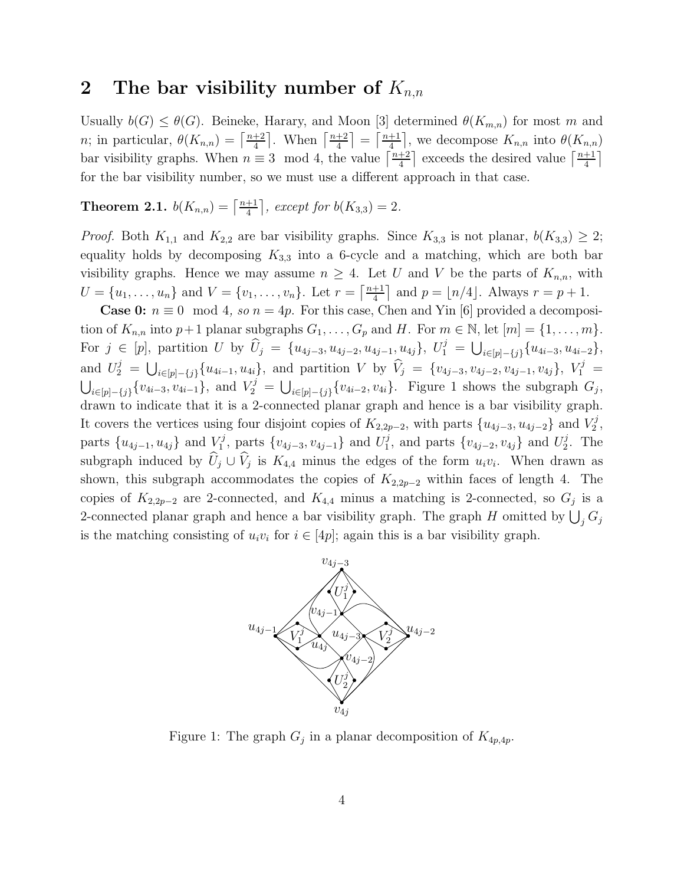## 2 The bar visibility number of $K_{n,n}$

Usually $b(G) \le \theta(G)$. Beineke, Harary, and Moon [3] determined $\theta(K_{m,n})$ for most $m$ and $n$; in particular, $\theta(K_{n,n}) = \lceil \frac{n+2}{4} \rceil$. When $\lceil \frac{n+2}{4} \rceil = \lceil \frac{n+1}{4} \rceil$, we decompose $K_{n,n}$ into $\theta(K_{n,n})$ bar visibility graphs. When $n \equiv 3 \mod 4$, the value $\lceil \frac{n+2}{4} \rceil$ exceeds the desired value $\lceil \frac{n+1}{4} \rceil$ for the bar visibility number, so we must use a different approach in that case.

**Theorem 2.1.** *$b(K_{n,n}) = \lceil \frac{n+1}{4} \rceil$, except for $b(K_{3,3}) = 2$.*

*Proof.* Both $K_{1,1}$ and $K_{2,2}$ are bar visibility graphs. Since $K_{3,3}$ is not planar, $b(K_{3,3}) \ge 2$; equality holds by decomposing $K_{3,3}$ into a 6-cycle and a matching, which are both bar visibility graphs. Hence we may assume $n \ge 4$. Let $U$ and $V$ be the parts of $K_{n,n}$, with $U = \{u_1, \ldots, u_n\}$ and $V = \{v_1, \ldots, v_n\}$. Let $r = \lceil \frac{n+1}{4} \rceil$ and $p = \lfloor n/4 \rfloor$. Always $r = p + 1$.

**Case 0:** *$n \equiv 0 \mod 4$, so $n = 4p$.* For this case, Chen and Yin [6] provided a decomposition of $K_{n,n}$ into $p+1$ planar subgraphs $G_1, \ldots, G_p$ and $H$. For $m \in \mathbb{N}$, let $[m] = \{1, \ldots, m\}$. For $j \in [p]$, partition $U$ by $\widehat{U}_j = \{u_{4j-3}, u_{4j-2}, u_{4j-1}, u_{4j}\}$, $U_1^j = \bigcup_{i \in [p]-\{j\}} \{u_{4i-3}, u_{4i-2}\}$, and $U_2^j = \bigcup_{i \in [p]-\{j\}} \{u_{4i-1}, u_{4i}\}$, and partition $V$ by $\widehat{V}_j = \{v_{4j-3}, v_{4j-2}, v_{4j-1}, v_{4j}\}$, $V_1^j = \bigcup_{i \in [p]-\{j\}} \{v_{4i-3}, v_{4i-1}\}$, and $V_2^j = \bigcup_{i \in [p]-\{j\}} \{v_{4i-2}, v_{4i}\}$. Figure 1 shows the subgraph $G_j$, drawn to indicate that it is a 2-connected planar graph and hence is a bar visibility graph. It covers the vertices using four disjoint copies of $K_{2,2p-2}$, with parts $\{u_{4j-3}, u_{4j-2}\}$ and $V_2^j$, parts $\{u_{4j-1}, u_{4j}\}$ and $V_1^j$, parts $\{v_{4j-3}, v_{4j-1}\}$ and $U_1^j$, and parts $\{v_{4j-2}, v_{4j}\}$ and $U_2^j$. The subgraph induced by $\widehat{U}_j \cup \widehat{V}_j$ is $K_{4,4}$ minus the edges of the form $u_i v_i$. When drawn as shown, this subgraph accommodates the copies of $K_{2,2p-2}$ within faces of length 4. The copies of $K_{2,2p-2}$ are 2-connected, and $K_{4,4}$ minus a matching is 2-connected, so $G_j$ is a 2-connected planar graph and hence a bar visibility graph. The graph $H$ omitted by $\bigcup_j G_j$ is the matching consisting of $u_i v_i$ for $i \in [4p]$; again this is a bar visibility graph.

Figure 1: The graph $G_j$ in a planar decomposition of $K_{4p,4p}$.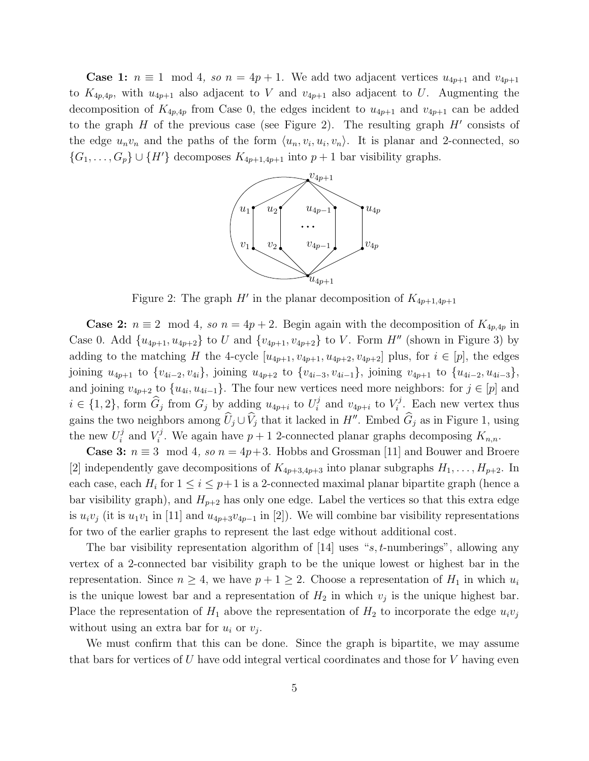**Case 1:** $n \equiv 1 \mod 4$*, so* $n = 4p + 1$. We add two adjacent vertices $u_{4p+1}$ and $v_{4p+1}$ to $K_{4p,4p}$, with $u_{4p+1}$ also adjacent to $V$ and $v_{4p+1}$ also adjacent to $U$. Augmenting the decomposition of $K_{4p,4p}$ from Case 0, the edges incident to $u_{4p+1}$ and $v_{4p+1}$ can be added to the graph $H$ of the previous case (see Figure 2). The resulting graph $H'$ consists of the edge $u_n v_n$ and the paths of the form $\langle u_n, v_i, u_i, v_n \rangle$. It is planar and 2-connected, so $\{G_1, \ldots, G_p\} \cup \{H'\}$ decomposes $K_{4p+1,4p+1}$ into $p + 1$ bar visibility graphs.

Figure 2: The graph $H'$ in the planar decomposition of $K_{4p+1,4p+1}$

**Case 2:** $n \equiv 2 \mod 4$*, so* $n = 4p + 2$. Begin again with the decomposition of $K_{4p,4p}$ in Case 0. Add $\{u_{4p+1}, u_{4p+2}\}$ to $U$ and $\{v_{4p+1}, v_{4p+2}\}$ to $V$. Form $H''$ (shown in Figure 3) by adding to the matching $H$ the 4-cycle $[u_{4p+1}, v_{4p+1}, u_{4p+2}, v_{4p+2}]$ plus, for $i \in [p]$, the edges joining $u_{4p+1}$ to $\{v_{4i-2}, v_{4i}\}$, joining $u_{4p+2}$ to $\{v_{4i-3}, v_{4i-1}\}$, joining $v_{4p+1}$ to $\{u_{4i-2}, u_{4i-3}\}$, and joining $v_{4p+2}$ to $\{u_{4i}, u_{4i-1}\}$. The four new vertices need more neighbors: for $j \in [p]$ and $i \in \{1, 2\}$, form $\widehat{G}_j$ from $G_j$ by adding $u_{4p+i}$ to $U_i^j$ and $v_{4p+i}$ to $V_i^j$. Each new vertex thus gains the two neighbors among $\widehat{U}_j \cup \widehat{V}_j$ that it lacked in $H''$. Embed $\widehat{G}_j$ as in Figure 1, using the new $U_i^j$ and $V_i^j$. We again have $p+1$ 2-connected planar graphs decomposing $K_{n,n}$.

**Case 3:** $n \equiv 3 \mod 4$*, so* $n = 4p+3$. Hobbs and Grossman [11] and Bouwer and Broere [2] independently gave decompositions of $K_{4p+3,4p+3}$ into planar subgraphs $H_1, \ldots, H_{p+2}$. In each case, each $H_i$ for $1 \le i \le p+1$ is a 2-connected maximal planar bipartite graph (hence a bar visibility graph), and $H_{p+2}$ has only one edge. Label the vertices so that this extra edge is $u_i v_j$ (it is $u_1 v_1$ in [11] and $u_{4p+3} v_{4p-1}$ in [2]). We will combine bar visibility representations for two of the earlier graphs to represent the last edge without additional cost.

The bar visibility representation algorithm of [14] uses "$s,t$-numberings", allowing any vertex of a 2-connected bar visibility graph to be the unique lowest or highest bar in the representation. Since $n \ge 4$, we have $p + 1 \ge 2$. Choose a representation of $H_1$ in which $u_i$ is the unique lowest bar and a representation of $H_2$ in which $v_j$ is the unique highest bar. Place the representation of $H_1$ above the representation of $H_2$ to incorporate the edge $u_i v_j$ without using an extra bar for $u_i$ or $v_j$.

We must confirm that this can be done. Since the graph is bipartite, we may assume that bars for vertices of $U$ have odd integral vertical coordinates and those for $V$ having even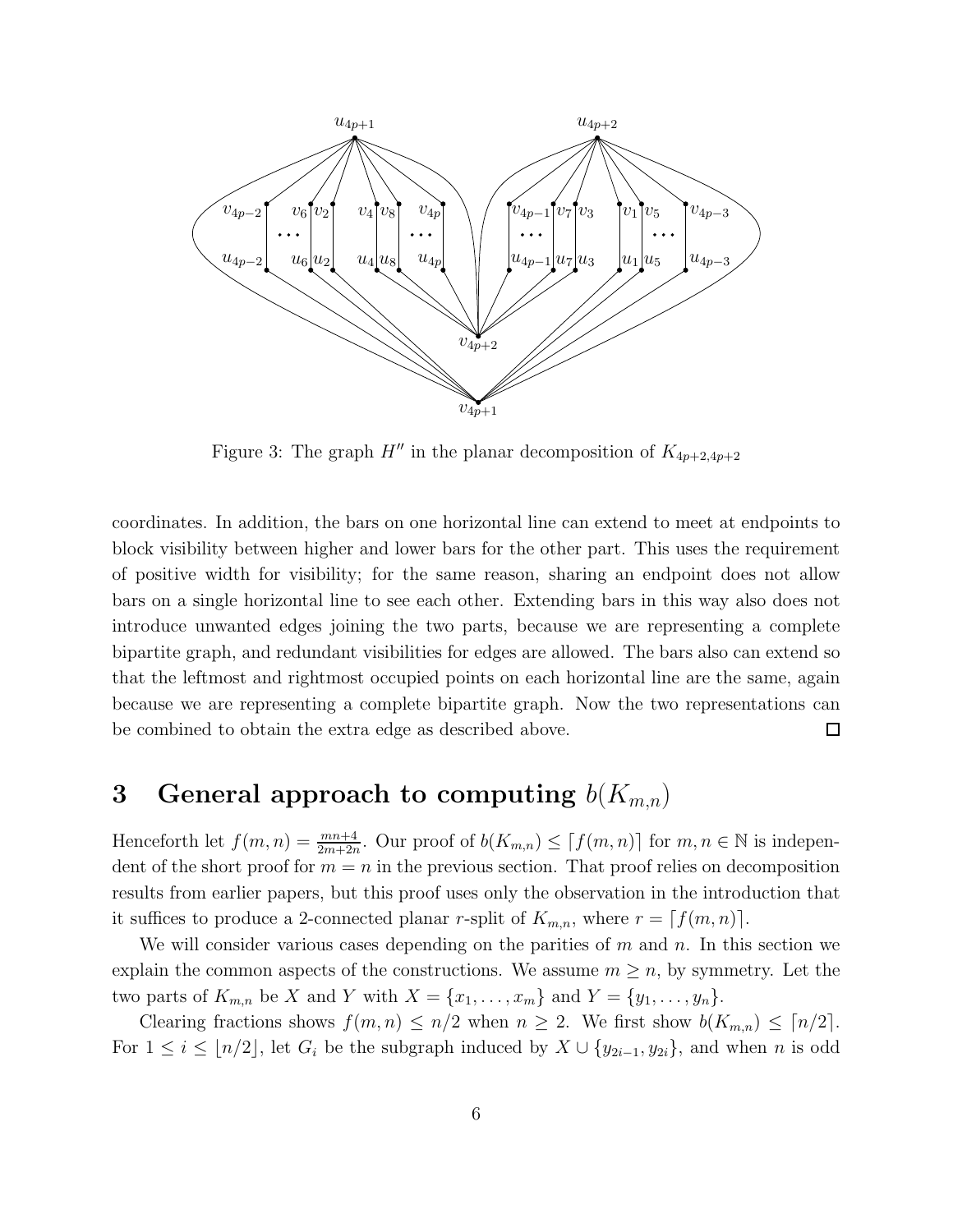Figure 3: The graph $H''$ in the planar decomposition of $K_{4p+2,4p+2}$

coordinates. In addition, the bars on one horizontal line can extend to meet at endpoints to block visibility between higher and lower bars for the other part. This uses the requirement of positive width for visibility; for the same reason, sharing an endpoint does not allow bars on a single horizontal line to see each other. Extending bars in this way also does not introduce unwanted edges joining the two parts, because we are representing a complete bipartite graph, and redundant visibilities for edges are allowed. The bars also can extend so that the leftmost and rightmost occupied points on each horizontal line are the same, again because we are representing a complete bipartite graph. Now the two representations can be combined to obtain the extra edge as described above. □

## 3 General approach to computing $b(K_{m,n})$

Henceforth let $f(m,n) = \frac{mn+4}{2m+2n}$. Our proof of $b(K_{m,n}) \le \lceil f(m,n) \rceil$ for $m, n \in \mathbb{N}$ is independent of the short proof for $m = n$ in the previous section. That proof relies on decomposition results from earlier papers, but this proof uses only the observation in the introduction that it suffices to produce a 2-connected planar $r$-split of $K_{m,n}$, where $r = \lceil f(m,n) \rceil$.

We will consider various cases depending on the parities of $m$ and $n$. In this section we explain the common aspects of the constructions. We assume $m \ge n$, by symmetry. Let the two parts of $K_{m,n}$ be $X$ and $Y$ with $X = \{x_1, \ldots, x_m\}$ and $Y = \{y_1, \ldots, y_n\}$.

Clearing fractions shows $f(m,n) \le n/2$ when $n \ge 2$. We first show $b(K_{m,n}) \le \lceil n/2 \rceil$. For $1 \le i \le \lfloor n/2 \rfloor$, let $G_i$ be the subgraph induced by $X \cup \{y_{2i-1}, y_{2i}\}$, and when $n$ is odd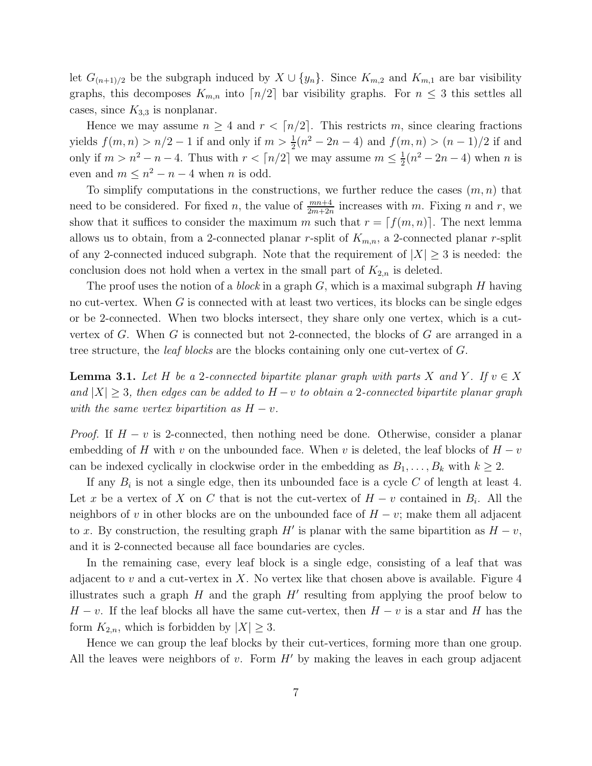let $G_{(n+1)/2}$ be the subgraph induced by $X \cup \{y_n\}$. Since $K_{m,2}$ and $K_{m,1}$ are bar visibility graphs, this decomposes $K_{m,n}$ into $\lceil n/2 \rceil$ bar visibility graphs. For $n \le 3$ this settles all cases, since $K_{3,3}$ is nonplanar.

Hence we may assume $n \ge 4$ and $r < \lceil n/2 \rceil$. This restricts $m$, since clearing fractions yields $f(m,n) > n/2 - 1$ if and only if $m > \frac{1}{2}(n^2 - 2n - 4)$ and $f(m,n) > (n-1)/2$ if and only if $m > n^2 - n - 4$. Thus with $r < \lceil n/2 \rceil$ we may assume $m \le \frac{1}{2}(n^2 - 2n - 4)$ when $n$ is even and $m \le n^2 - n - 4$ when $n$ is odd.

To simplify computations in the constructions, we further reduce the cases $(m,n)$ that need to be considered. For fixed $n$, the value of $\frac{mn+4}{2m+2n}$ increases with $m$. Fixing $n$ and $r$, we show that it suffices to consider the maximum $m$ such that $r = \lceil f(m,n) \rceil$. The next lemma allows us to obtain, from a 2-connected planar $r$-split of $K_{m,n}$, a 2-connected planar $r$-split of any 2-connected induced subgraph. Note that the requirement of $|X| \ge 3$ is needed: the conclusion does not hold when a vertex in the small part of $K_{2,n}$ is deleted.

The proof uses the notion of a *block* in a graph $G$, which is a maximal subgraph $H$ having no cut-vertex. When $G$ is connected with at least two vertices, its blocks can be single edges or be 2-connected. When two blocks intersect, they share only one vertex, which is a cut-vertex of $G$. When $G$ is connected but not 2-connected, the blocks of $G$ are arranged in a tree structure, the *leaf blocks* are the blocks containing only one cut-vertex of $G$.

**Lemma 3.1.** *Let $H$ be a 2-connected bipartite planar graph with parts $X$ and $Y$. If $v \in X$ and $|X| \ge 3$, then edges can be added to $H - v$ to obtain a 2-connected bipartite planar graph with the same vertex bipartition as $H - v$.*

*Proof.* If $H - v$ is 2-connected, then nothing need be done. Otherwise, consider a planar embedding of $H$ with $v$ on the unbounded face. When $v$ is deleted, the leaf blocks of $H - v$ can be indexed cyclically in clockwise order in the embedding as $B_1, \ldots, B_k$ with $k \ge 2$.

If any $B_i$ is not a single edge, then its unbounded face is a cycle $C$ of length at least 4. Let $x$ be a vertex of $X$ on $C$ that is not the cut-vertex of $H - v$ contained in $B_i$. All the neighbors of $v$ in other blocks are on the unbounded face of $H - v$; make them all adjacent to $x$. By construction, the resulting graph $H'$ is planar with the same bipartition as $H - v$, and it is 2-connected because all face boundaries are cycles.

In the remaining case, every leaf block is a single edge, consisting of a leaf that was adjacent to $v$ and a cut-vertex in $X$. No vertex like that chosen above is available. Figure 4 illustrates such a graph $H$ and the graph $H'$ resulting from applying the proof below to $H - v$. If the leaf blocks all have the same cut-vertex, then $H - v$ is a star and $H$ has the form $K_{2,n}$, which is forbidden by $|X| \ge 3$.

Hence we can group the leaf blocks by their cut-vertices, forming more than one group. All the leaves were neighbors of $v$. Form $H'$ by making the leaves in each group adjacent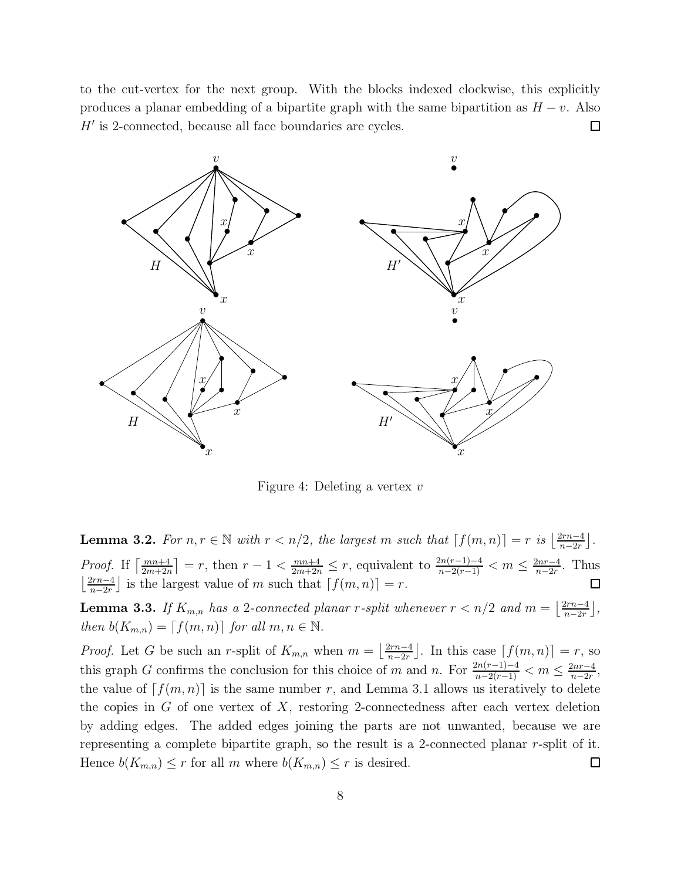to the cut-vertex for the next group. With the blocks indexed clockwise, this explicitly produces a planar embedding of a bipartite graph with the same bipartition as $H - v$. Also $H'$ is 2-connected, because all face boundaries are cycles. $\square$

Figure 4: Deleting a vertex $v$

**Lemma 3.2.** *For $n, r \in \mathbb{N}$ with $r < n/2$, the largest $m$ such that $\lceil f(m,n) \rceil = r$ is $\left\lfloor \frac{2rn-4}{n-2r} \right\rfloor$.*

*Proof.* If $\left\lceil \frac{mn+4}{2m+2n} \right\rceil = r$, then $r - 1 < \frac{mn+4}{2m+2n} \le r$, equivalent to $\frac{2n(r-1)-4}{n-2(r-1)} < m \le \frac{2nr-4}{n-2r}$. Thus $\left\lfloor \frac{2rn-4}{n-2r} \right\rfloor$ is the largest value of $m$ such that $\lceil f(m,n) \rceil = r$. $\square$

**Lemma 3.3.** *If $K_{m,n}$ has a 2-connected planar $r$-split whenever $r < n/2$ and $m = \left\lfloor \frac{2rn-4}{n-2r} \right\rfloor$, then $b(K_{m,n}) = \lceil f(m,n) \rceil$ for all $m, n \in \mathbb{N}$.*

*Proof.* Let $G$ be such an $r$-split of $K_{m,n}$ when $m = \left\lfloor \frac{2rn-4}{n-2r} \right\rfloor$. In this case $\lceil f(m,n) \rceil = r$, so this graph $G$ confirms the conclusion for this choice of $m$ and $n$. For $\frac{2n(r-1)-4}{n-2(r-1)} < m \le \frac{2nr-4}{n-2r}$, the value of $\lceil f(m,n) \rceil$ is the same number $r$, and Lemma 3.1 allows us iteratively to delete the copies in $G$ of one vertex of $X$, restoring 2-connectedness after each vertex deletion by adding edges. The added edges joining the parts are not unwanted, because we are representing a complete bipartite graph, so the result is a 2-connected planar $r$-split of it. Hence $b(K_{m,n}) \le r$ for all $m$ where $b(K_{m,n}) \le r$ is desired. $\square$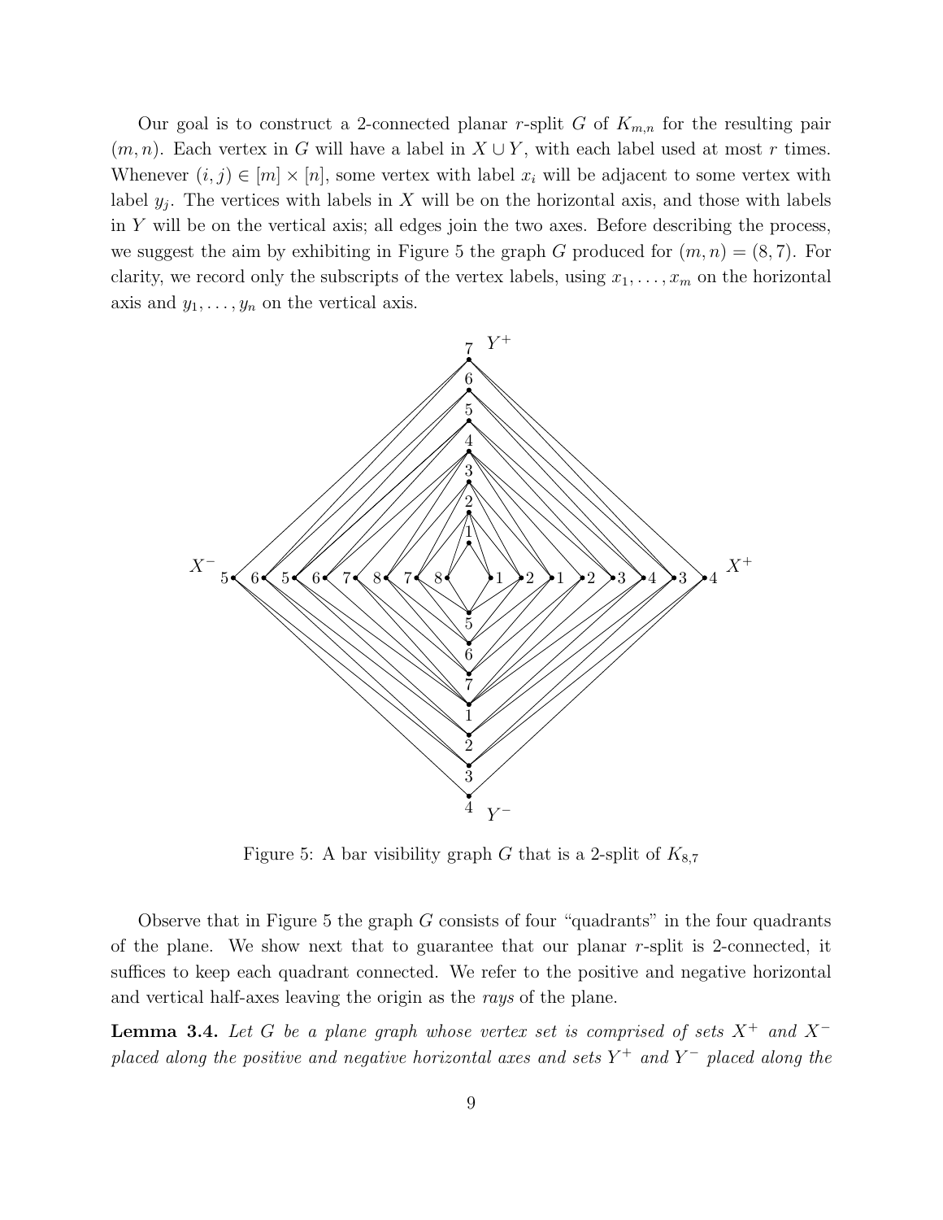Our goal is to construct a 2-connected planar $r$-split $G$ of $K_{m,n}$ for the resulting pair $(m, n)$. Each vertex in $G$ will have a label in $X \cup Y$, with each label used at most $r$ times. Whenever $(i, j) \in [m] \times [n]$, some vertex with label $x_i$ will be adjacent to some vertex with label $y_j$. The vertices with labels in $X$ will be on the horizontal axis, and those with labels in $Y$ will be on the vertical axis; all edges join the two axes. Before describing the process, we suggest the aim by exhibiting in Figure 5 the graph $G$ produced for $(m, n) = (8, 7)$. For clarity, we record only the subscripts of the vertex labels, using $x_1, \ldots, x_m$ on the horizontal axis and $y_1, \ldots, y_n$ on the vertical axis.

Figure 5: A bar visibility graph $G$ that is a 2-split of $K_{8,7}$

Observe that in Figure 5 the graph $G$ consists of four "quadrants" in the four quadrants of the plane. We show next that to guarantee that our planar $r$-split is 2-connected, it suffices to keep each quadrant connected. We refer to the positive and negative horizontal and vertical half-axes leaving the origin as the *rays* of the plane.

**Lemma 3.4.** *Let $G$ be a plane graph whose vertex set is comprised of sets $X^+$ and $X^-$ placed along the positive and negative horizontal axes and sets $Y^+$ and $Y^-$ placed along the*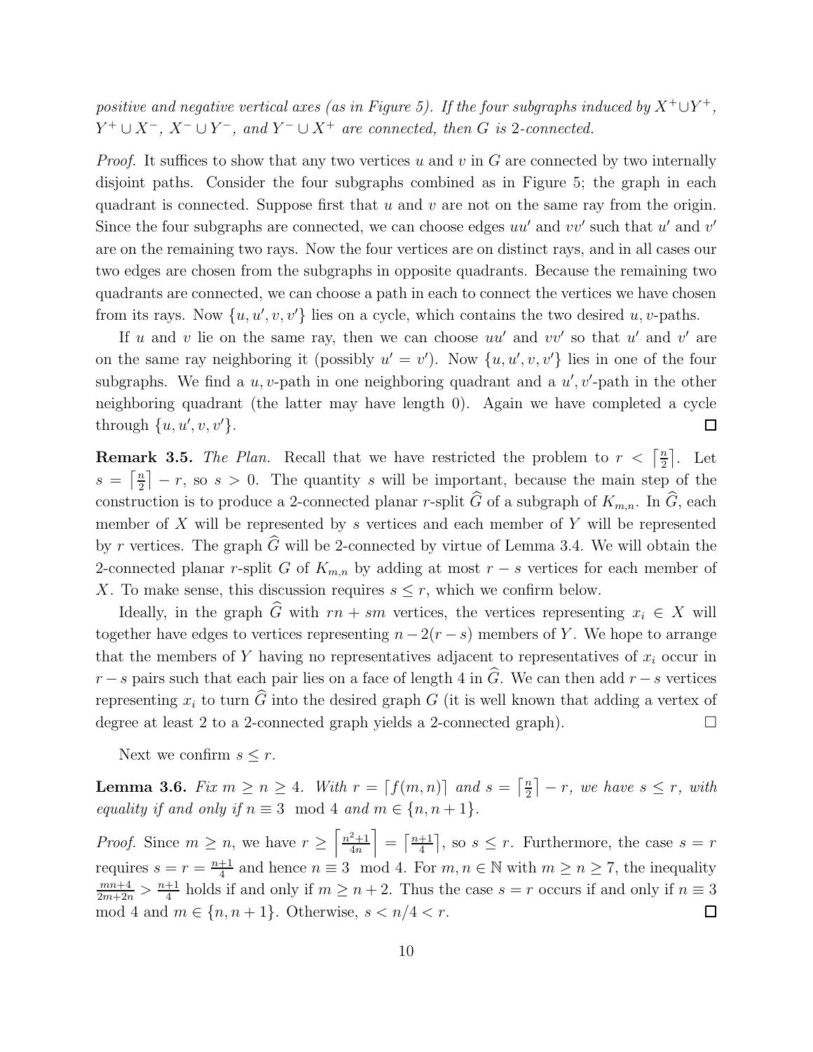*positive and negative vertical axes (as in Figure 5). If the four subgraphs induced by $X^+ \cup Y^+$, $Y^+ \cup X^-$, $X^- \cup Y^-$, and $Y^- \cup X^+$ are connected, then $G$ is 2-connected.*

*Proof.* It suffices to show that any two vertices $u$ and $v$ in $G$ are connected by two internally disjoint paths. Consider the four subgraphs combined as in Figure 5; the graph in each quadrant is connected. Suppose first that $u$ and $v$ are not on the same ray from the origin. Since the four subgraphs are connected, we can choose edges $uu'$ and $vv'$ such that $u'$ and $v'$ are on the remaining two rays. Now the four vertices are on distinct rays, and in all cases our two edges are chosen from the subgraphs in opposite quadrants. Because the remaining two quadrants are connected, we can choose a path in each to connect the vertices we have chosen from its rays. Now $\{u, u', v, v'\}$ lies on a cycle, which contains the two desired $u, v$-paths.

If $u$ and $v$ lie on the same ray, then we can choose $uu'$ and $vv'$ so that $u'$ and $v'$ are on the same ray neighboring it (possibly $u' = v'$). Now $\{u, u', v, v'\}$ lies in one of the four subgraphs. We find a $u, v$-path in one neighboring quadrant and a $u', v'$-path in the other neighboring quadrant (the latter may have length 0). Again we have completed a cycle through $\{u, u', v, v'\}$. □

**Remark 3.5.** *The Plan.* Recall that we have restricted the problem to $r < \left\lceil \frac{n}{2} \right\rceil$. Let $s = \left\lceil \frac{n}{2} \right\rceil - r$, so $s > 0$. The quantity $s$ will be important, because the main step of the construction is to produce a 2-connected planar $r$-split $\widehat{G}$ of a subgraph of $K_{m,n}$. In $\widehat{G}$, each member of $X$ will be represented by $s$ vertices and each member of $Y$ will be represented by $r$ vertices. The graph $\widehat{G}$ will be 2-connected by virtue of Lemma 3.4. We will obtain the 2-connected planar $r$-split $G$ of $K_{m,n}$ by adding at most $r - s$ vertices for each member of $X$. To make sense, this discussion requires $s \leq r$, which we confirm below.

Ideally, in the graph $\widehat{G}$ with $rn + sm$ vertices, the vertices representing $x_i \in X$ will together have edges to vertices representing $n - 2(r - s)$ members of $Y$. We hope to arrange that the members of $Y$ having no representatives adjacent to representatives of $x_i$ occur in $r - s$ pairs such that each pair lies on a face of length 4 in $\widehat{G}$. We can then add $r - s$ vertices representing $x_i$ to turn $\widehat{G}$ into the desired graph $G$ (it is well known that adding a vertex of degree at least 2 to a 2-connected graph yields a 2-connected graph). □

Next we confirm $s \leq r$.

**Lemma 3.6.** *Fix $m \geq n \geq 4$. With $r = \lceil f(m, n) \rceil$ and $s = \left\lceil \frac{n}{2} \right\rceil - r$, we have $s \leq r$, with equality if and only if $n \equiv 3 \mod 4$ and $m \in \{n, n + 1\}$.*

*Proof.* Since $m \geq n$, we have $r \geq \left\lceil \frac{n^2+1}{4n} \right\rceil = \left\lceil \frac{n+1}{4} \right\rceil$, so $s \leq r$. Furthermore, the case $s = r$ requires $s = r = \frac{n+1}{4}$ and hence $n \equiv 3 \mod 4$. For $m, n \in \mathbb{N}$ with $m \geq n \geq 7$, the inequality $\frac{mn+4}{2m+2n} > \frac{n+1}{4}$ holds if and only if $m \geq n + 2$. Thus the case $s = r$ occurs if and only if $n \equiv 3 \mod 4$ and $m \in \{n, n + 1\}$. Otherwise, $s < n/4 < r$. □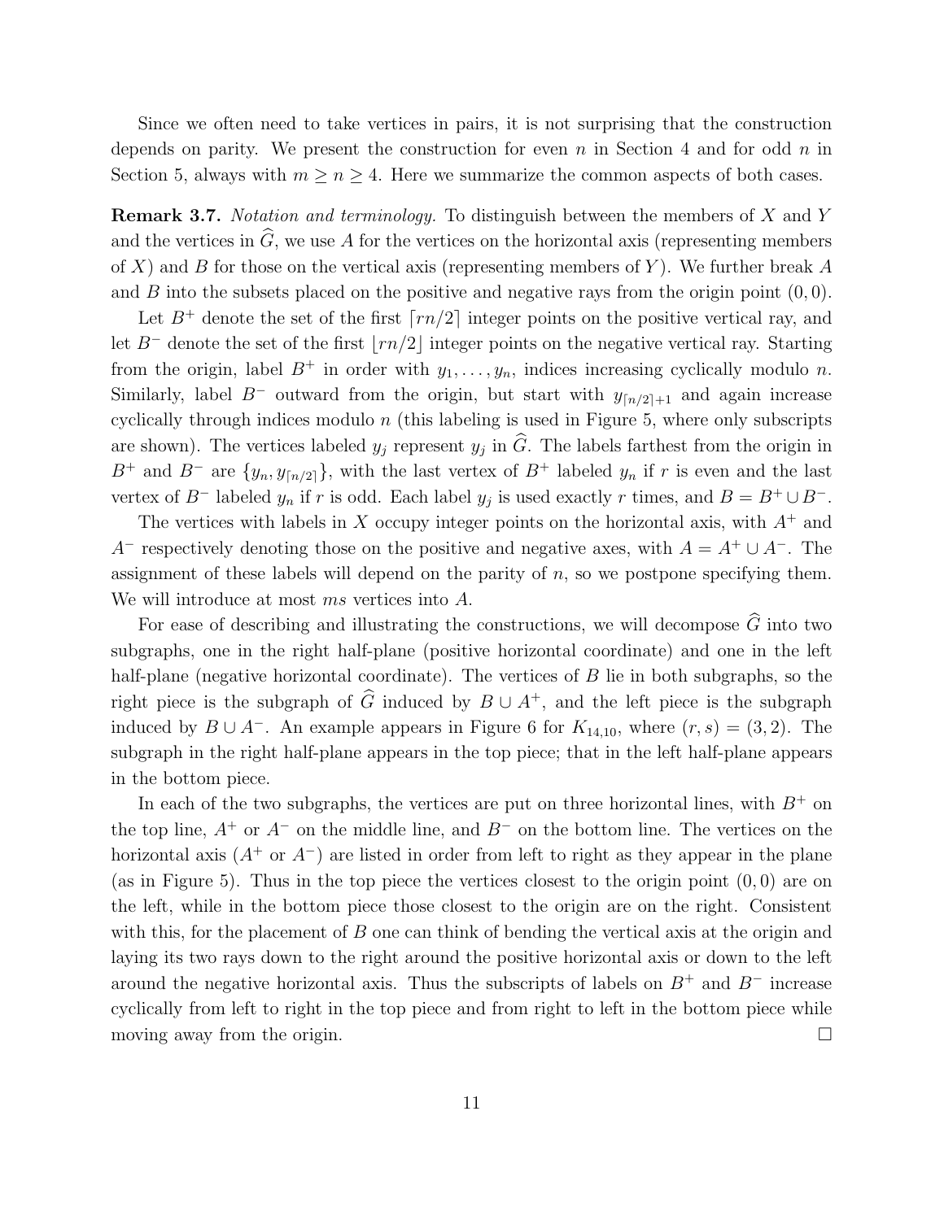Since we often need to take vertices in pairs, it is not surprising that the construction depends on parity. We present the construction for even $n$ in Section 4 and for odd $n$ in Section 5, always with $m \geq n \geq 4$. Here we summarize the common aspects of both cases.

**Remark 3.7.** *Notation and terminology.* To distinguish between the members of $X$ and $Y$ and the vertices in $\widehat{G}$, we use $A$ for the vertices on the horizontal axis (representing members of $X$) and $B$ for those on the vertical axis (representing members of $Y$). We further break $A$ and $B$ into the subsets placed on the positive and negative rays from the origin point $(0, 0)$.

Let $B^+$ denote the set of the first $\lceil rn/2 \rceil$ integer points on the positive vertical ray, and let $B^-$ denote the set of the first $\lfloor rn/2 \rfloor$ integer points on the negative vertical ray. Starting from the origin, label $B^+$ in order with $y_1, \ldots, y_n$, indices increasing cyclically modulo $n$. Similarly, label $B^-$ outward from the origin, but start with $y_{\lceil n/2 \rceil + 1}$ and again increase cyclically through indices modulo $n$ (this labeling is used in Figure 5, where only subscripts are shown). The vertices labeled $y_j$ represent $y_j$ in $\widehat{G}$. The labels farthest from the origin in $B^+$ and $B^-$ are $\{y_n, y_{\lceil n/2 \rceil}\}$, with the last vertex of $B^+$ labeled $y_n$ if $r$ is even and the last vertex of $B^-$ labeled $y_n$ if $r$ is odd. Each label $y_j$ is used exactly $r$ times, and $B = B^+ \cup B^-$.

The vertices with labels in $X$ occupy integer points on the horizontal axis, with $A^+$ and $A^-$ respectively denoting those on the positive and negative axes, with $A = A^+ \cup A^-$. The assignment of these labels will depend on the parity of $n$, so we postpone specifying them. We will introduce at most $ms$ vertices into $A$.

For ease of describing and illustrating the constructions, we will decompose $\widehat{G}$ into two subgraphs, one in the right half-plane (positive horizontal coordinate) and one in the left half-plane (negative horizontal coordinate). The vertices of $B$ lie in both subgraphs, so the right piece is the subgraph of $\widehat{G}$ induced by $B \cup A^+$, and the left piece is the subgraph induced by $B \cup A^-$. An example appears in Figure 6 for $K_{14,10}$, where $(r, s) = (3, 2)$. The subgraph in the right half-plane appears in the top piece; that in the left half-plane appears in the bottom piece.

In each of the two subgraphs, the vertices are put on three horizontal lines, with $B^+$ on the top line, $A^+$ or $A^-$ on the middle line, and $B^-$ on the bottom line. The vertices on the horizontal axis ($A^+$ or $A^-$) are listed in order from left to right as they appear in the plane (as in Figure 5). Thus in the top piece the vertices closest to the origin point $(0, 0)$ are on the left, while in the bottom piece those closest to the origin are on the right. Consistent with this, for the placement of $B$ one can think of bending the vertical axis at the origin and laying its two rays down to the right around the positive horizontal axis or down to the left around the negative horizontal axis. Thus the subscripts of labels on $B^+$ and $B^-$ increase cyclically from left to right in the top piece and from right to left in the bottom piece while moving away from the origin. $\square$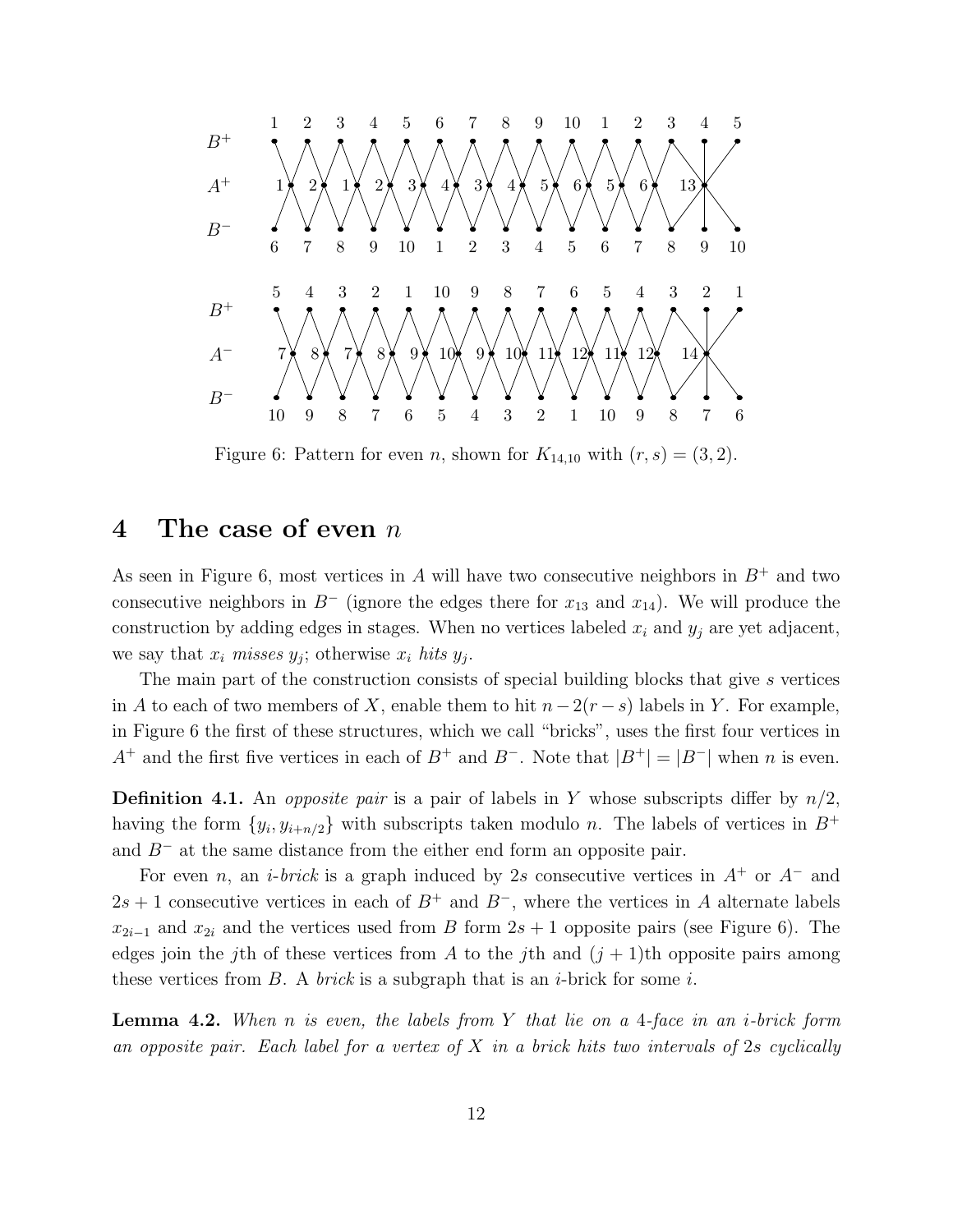Figure 6: Pattern for even $n$, shown for $K_{14,10}$ with $(r, s) = (3, 2)$.

## 4 The case of even $n$

As seen in Figure 6, most vertices in $A$ will have two consecutive neighbors in $B^+$ and two consecutive neighbors in $B^-$ (ignore the edges there for $x_{13}$ and $x_{14}$). We will produce the construction by adding edges in stages. When no vertices labeled $x_i$ and $y_j$ are yet adjacent, we say that $x_i$ *misses* $y_j$; otherwise $x_i$ *hits* $y_j$.

The main part of the construction consists of special building blocks that give $s$ vertices in $A$ to each of two members of $X$, enable them to hit $n - 2(r - s)$ labels in $Y$. For example, in Figure 6 the first of these structures, which we call "bricks", uses the first four vertices in $A^+$ and the first five vertices in each of $B^+$ and $B^-$. Note that $|B^+| = |B^-|$ when $n$ is even.

**Definition 4.1.** An *opposite pair* is a pair of labels in $Y$ whose subscripts differ by $n/2$, having the form $\{y_i, y_{i+n/2}\}$ with subscripts taken modulo $n$. The labels of vertices in $B^+$ and $B^-$ at the same distance from the either end form an opposite pair.

For even $n$, an *$i$-brick* is a graph induced by $2s$ consecutive vertices in $A^+$ or $A^-$ and $2s+1$ consecutive vertices in each of $B^+$ and $B^-$, where the vertices in $A$ alternate labels $x_{2i-1}$ and $x_{2i}$ and the vertices used from $B$ form $2s+1$ opposite pairs (see Figure 6). The edges join the $j$th of these vertices from $A$ to the $j$th and $(j+1)$th opposite pairs among these vertices from $B$. A *brick* is a subgraph that is an $i$-brick for some $i$.

**Lemma 4.2.** *When $n$ is even, the labels from $Y$ that lie on a 4-face in an $i$-brick form an opposite pair. Each label for a vertex of $X$ in a brick hits two intervals of $2s$ cyclically*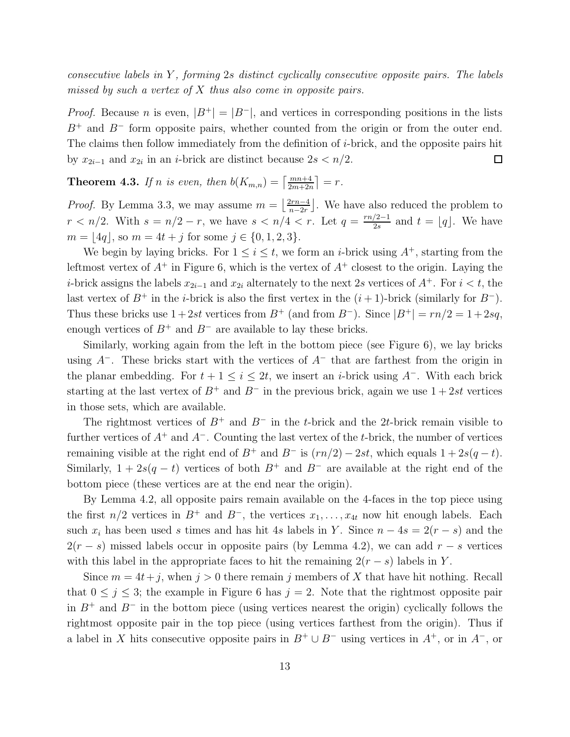*consecutive labels in $Y$, forming $2s$ distinct cyclically consecutive opposite pairs. The labels missed by such a vertex of $X$ thus also come in opposite pairs.*

*Proof.* Because $n$ is even, $|B^+| = |B^-|$, and vertices in corresponding positions in the lists $B^+$ and $B^-$ form opposite pairs, whether counted from the origin or from the outer end. The claims then follow immediately from the definition of $i$-brick, and the opposite pairs hit by $x_{2i-1}$ and $x_{2i}$ in an $i$-brick are distinct because $2s < n/2$. $\square$

**Theorem 4.3.** *If $n$ is even, then $b(K_{m,n}) = \left\lceil \frac{mn+4}{2m+2n} \right\rceil = r$.*

*Proof.* By Lemma 3.3, we may assume $m = \left\lfloor \frac{2rn-4}{n-2r} \right\rfloor$. We have also reduced the problem to $r < n/2$. With $s = n/2 - r$, we have $s < n/4 < r$. Let $q = \frac{rn/2-1}{2s}$ and $t = \lfloor q \rfloor$. We have $m = \lfloor 4q \rfloor$, so $m = 4t + j$ for some $j \in \{0, 1, 2, 3\}$.

We begin by laying bricks. For $1 \le i \le t$, we form an $i$-brick using $A^+$, starting from the leftmost vertex of $A^+$ in Figure 6, which is the vertex of $A^+$ closest to the origin. Laying the $i$-brick assigns the labels $x_{2i-1}$ and $x_{2i}$ alternately to the next $2s$ vertices of $A^+$. For $i < t$, the last vertex of $B^+$ in the $i$-brick is also the first vertex in the $(i+1)$-brick (similarly for $B^-$). Thus these bricks use $1+2st$ vertices from $B^+$ (and from $B^-$). Since $|B^+| = rn/2 = 1+2sq$, enough vertices of $B^+$ and $B^-$ are available to lay these bricks.

Similarly, working again from the left in the bottom piece (see Figure 6), we lay bricks using $A^-$. These bricks start with the vertices of $A^-$ that are farthest from the origin in the planar embedding. For $t+1 \le i \le 2t$, we insert an $i$-brick using $A^-$. With each brick starting at the last vertex of $B^+$ and $B^-$ in the previous brick, again we use $1+2st$ vertices in those sets, which are available.

The rightmost vertices of $B^+$ and $B^-$ in the $t$-brick and the $2t$-brick remain visible to further vertices of $A^+$ and $A^-$. Counting the last vertex of the $t$-brick, the number of vertices remaining visible at the right end of $B^+$ and $B^-$ is $(rn/2) - 2st$, which equals $1 + 2s(q-t)$. Similarly, $1 + 2s(q-t)$ vertices of both $B^+$ and $B^-$ are available at the right end of the bottom piece (these vertices are at the end near the origin).

By Lemma 4.2, all opposite pairs remain available on the 4-faces in the top piece using the first $n/2$ vertices in $B^+$ and $B^-$, the vertices $x_1, \dots, x_{4t}$ now hit enough labels. Each such $x_i$ has been used $s$ times and has hit $4s$ labels in $Y$. Since $n - 4s = 2(r-s)$ and the $2(r-s)$ missed labels occur in opposite pairs (by Lemma 4.2), we can add $r-s$ vertices with this label in the appropriate faces to hit the remaining $2(r-s)$ labels in $Y$.

Since $m = 4t+j$, when $j > 0$ there remain $j$ members of $X$ that have hit nothing. Recall that $0 \le j \le 3$; the example in Figure 6 has $j = 2$. Note that the rightmost opposite pair in $B^+$ and $B^-$ in the bottom piece (using vertices nearest the origin) cyclically follows the rightmost opposite pair in the top piece (using vertices farthest from the origin). Thus if a label in $X$ hits consecutive opposite pairs in $B^+ \cup B^-$ using vertices in $A^+$, or in $A^-$, or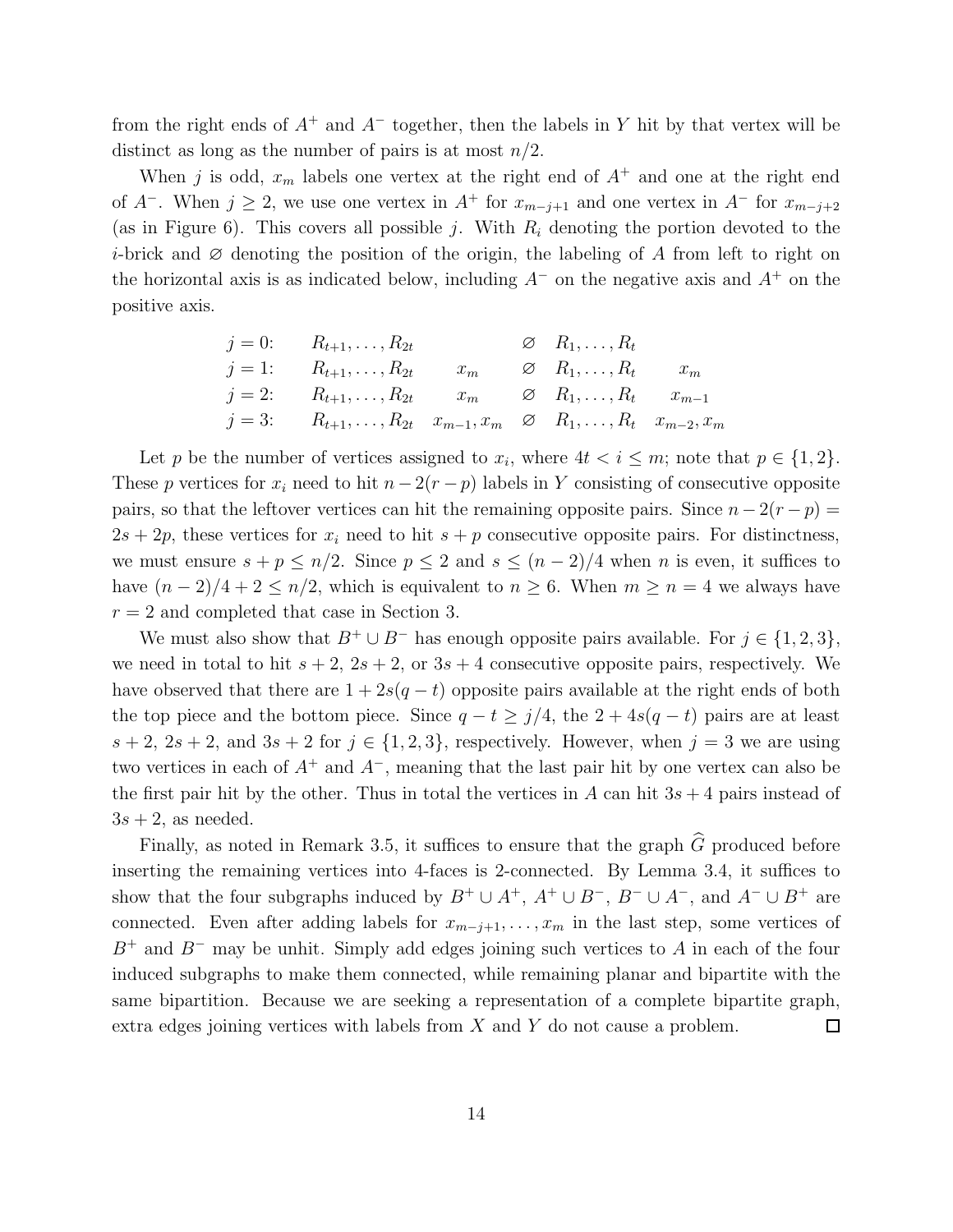from the right ends of $A^+$ and $A^-$ together, then the labels in $Y$ hit by that vertex will be distinct as long as the number of pairs is at most $n/2$.

When $j$ is odd, $x_m$ labels one vertex at the right end of $A^+$ and one at the right end of $A^-$. When $j \geq 2$, we use one vertex in $A^+$ for $x_{m-j+1}$ and one vertex in $A^-$ for $x_{m-j+2}$ (as in Figure 6). This covers all possible $j$. With $R_i$ denoting the portion devoted to the $i$-brick and $\varnothing$ denoting the position of the origin, the labeling of $A$ from left to right on the horizontal axis is as indicated below, including $A^-$ on the negative axis and $A^+$ on the positive axis.

| | | | | | |
|---|---|---|---|---|---|
| $j = 0$: | $R_{t+1}, \ldots, R_{2t}$ | | $\varnothing$ | $R_1, \ldots, R_t$ | |
| $j = 1$: | $R_{t+1}, \ldots, R_{2t}$ | $x_m$ | $\varnothing$ | $R_1, \ldots, R_t$ | $x_m$ |
| $j = 2$: | $R_{t+1}, \ldots, R_{2t}$ | $x_m$ | $\varnothing$ | $R_1, \ldots, R_t$ | $x_{m-1}$ |
| $j = 3$: | $R_{t+1}, \ldots, R_{2t}$ | $x_{m-1}, x_m$ | $\varnothing$ | $R_1, \ldots, R_t$ | $x_{m-2}, x_m$ |

Let $p$ be the number of vertices assigned to $x_i$, where $4t < i \leq m$; note that $p \in \{1, 2\}$. These $p$ vertices for $x_i$ need to hit $n - 2(r - p)$ labels in $Y$ consisting of consecutive opposite pairs, so that the leftover vertices can hit the remaining opposite pairs. Since $n - 2(r - p) = 2s + 2p$, these vertices for $x_i$ need to hit $s + p$ consecutive opposite pairs. For distinctness, we must ensure $s + p \leq n/2$. Since $p \leq 2$ and $s \leq (n-2)/4$ when $n$ is even, it suffices to have $(n-2)/4 + 2 \leq n/2$, which is equivalent to $n \geq 6$. When $m \geq n = 4$ we always have $r = 2$ and completed that case in Section 3.

We must also show that $B^+ \cup B^-$ has enough opposite pairs available. For $j \in \{1, 2, 3\}$, we need in total to hit $s + 2$, $2s + 2$, or $3s + 4$ consecutive opposite pairs, respectively. We have observed that there are $1 + 2s(q - t)$ opposite pairs available at the right ends of both the top piece and the bottom piece. Since $q - t \geq j/4$, the $2 + 4s(q - t)$ pairs are at least $s + 2$, $2s + 2$, and $3s + 2$ for $j \in \{1, 2, 3\}$, respectively. However, when $j = 3$ we are using two vertices in each of $A^+$ and $A^-$, meaning that the last pair hit by one vertex can also be the first pair hit by the other. Thus in total the vertices in $A$ can hit $3s + 4$ pairs instead of $3s + 2$, as needed.

Finally, as noted in Remark 3.5, it suffices to ensure that the graph $\widehat{G}$ produced before inserting the remaining vertices into 4-faces is 2-connected. By Lemma 3.4, it suffices to show that the four subgraphs induced by $B^+ \cup A^+$, $A^+ \cup B^-$, $B^- \cup A^-$, and $A^- \cup B^+$ are connected. Even after adding labels for $x_{m-j+1}, \ldots, x_m$ in the last step, some vertices of $B^+$ and $B^-$ may be unhit. Simply add edges joining such vertices to $A$ in each of the four induced subgraphs to make them connected, while remaining planar and bipartite with the same bipartition. Because we are seeking a representation of a complete bipartite graph, extra edges joining vertices with labels from $X$ and $Y$ do not cause a problem. $\square$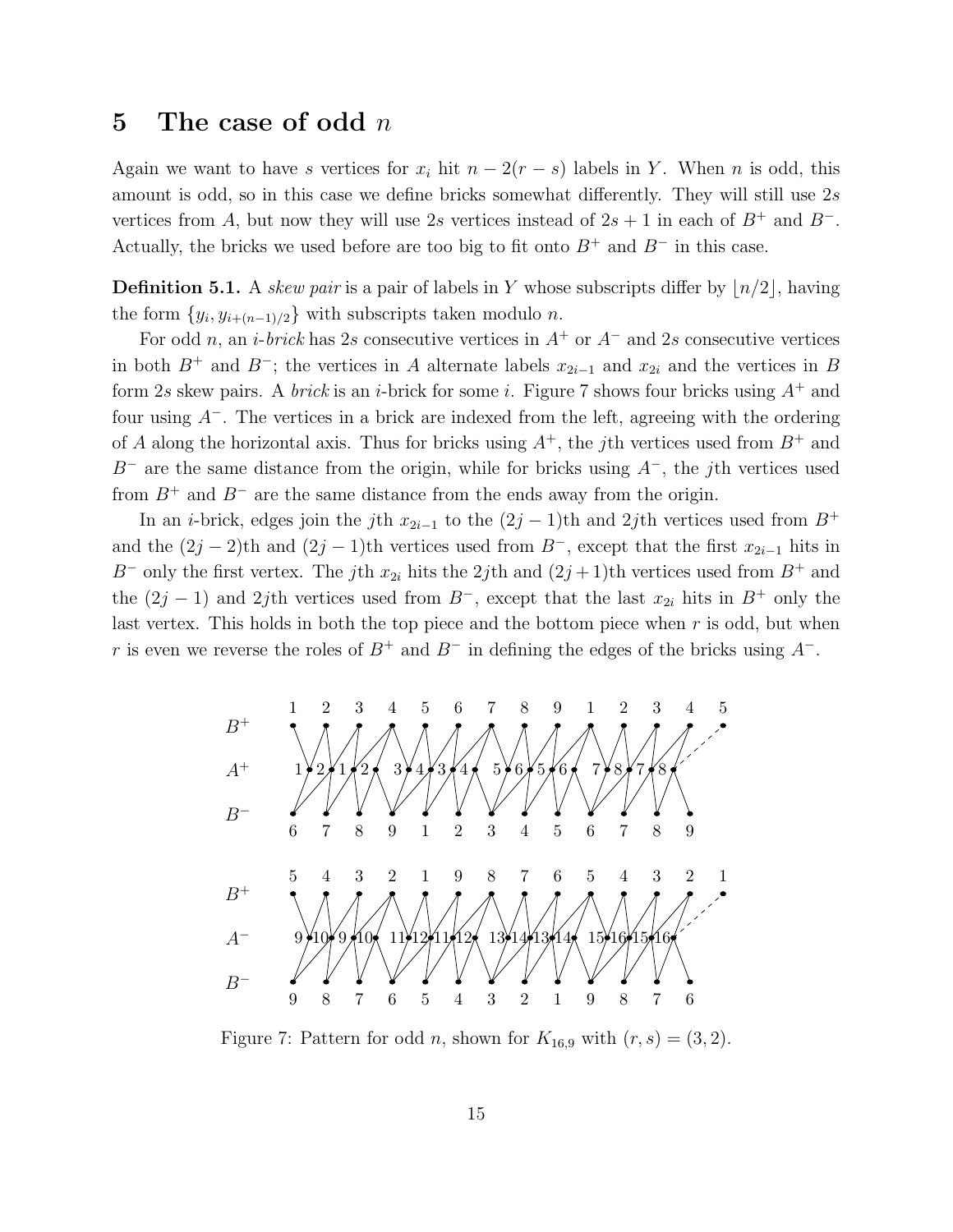## 5 The case of odd $n$

Again we want to have $s$ vertices for $x_i$ hit $n - 2(r - s)$ labels in $Y$. When $n$ is odd, this amount is odd, so in this case we define bricks somewhat differently. They will still use $2s$ vertices from $A$, but now they will use $2s$ vertices instead of $2s + 1$ in each of $B^+$ and $B^-$. Actually, the bricks we used before are too big to fit onto $B^+$ and $B^-$ in this case.

**Definition 5.1.** A *skew pair* is a pair of labels in $Y$ whose subscripts differ by $\lfloor n/2 \rfloor$, having the form $\{y_i, y_{i+(n-1)/2}\}$ with subscripts taken modulo $n$.

For odd $n$, an *$i$-brick* has $2s$ consecutive vertices in $A^+$ or $A^-$ and $2s$ consecutive vertices in both $B^+$ and $B^-$; the vertices in $A$ alternate labels $x_{2i-1}$ and $x_{2i}$ and the vertices in $B$ form $2s$ skew pairs. A *brick* is an $i$-brick for some $i$. Figure 7 shows four bricks using $A^+$ and four using $A^-$. The vertices in a brick are indexed from the left, agreeing with the ordering of $A$ along the horizontal axis. Thus for bricks using $A^+$, the $j$th vertices used from $B^+$ and $B^-$ are the same distance from the origin, while for bricks using $A^-$, the $j$th vertices used from $B^+$ and $B^-$ are the same distance from the ends away from the origin.

In an $i$-brick, edges join the $j$th $x_{2i-1}$ to the $(2j-1)$th and $2j$th vertices used from $B^+$ and the $(2j-2)$th and $(2j-1)$th vertices used from $B^-$, except that the first $x_{2i-1}$ hits in $B^-$ only the first vertex. The $j$th $x_{2i}$ hits the $2j$th and $(2j+1)$th vertices used from $B^+$ and the $(2j-1)$ and $2j$th vertices used from $B^-$, except that the last $x_{2i}$ hits in $B^+$ only the last vertex. This holds in both the top piece and the bottom piece when $r$ is odd, but when $r$ is even we reverse the roles of $B^+$ and $B^-$ in defining the edges of the bricks using $A^-$.

Figure 7: Pattern for odd $n$, shown for $K_{16,9}$ with $(r, s) = (3, 2)$.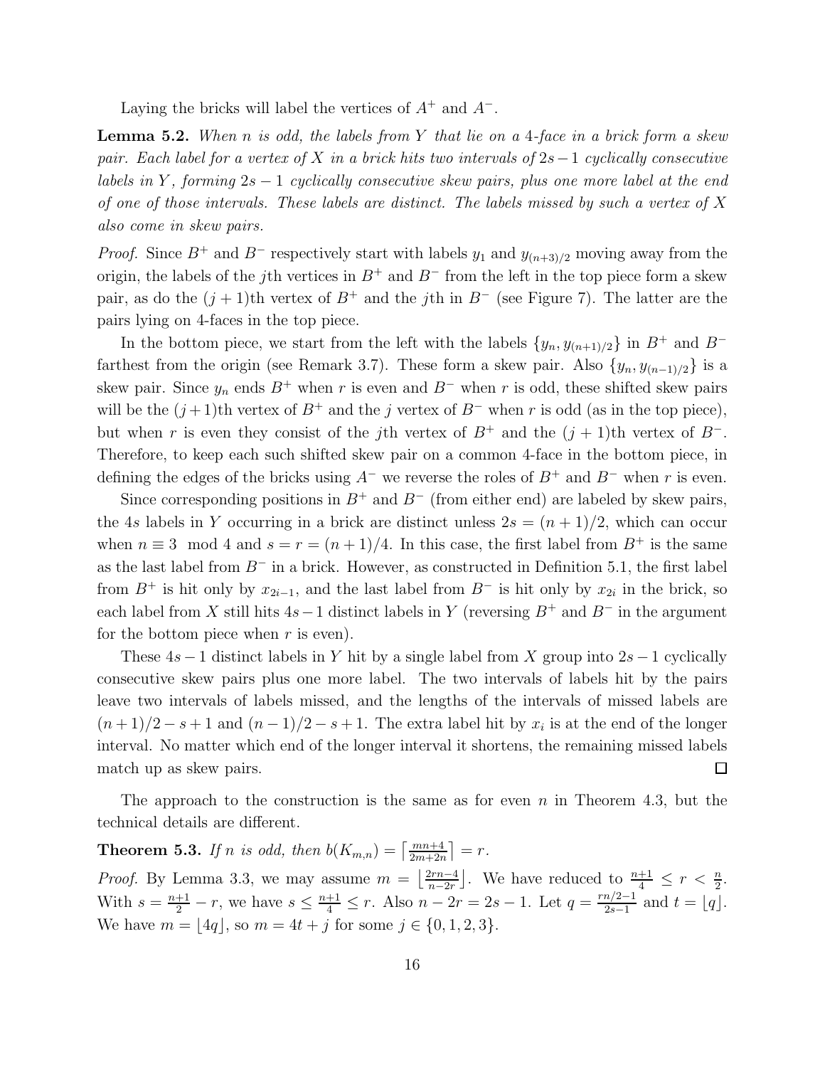Laying the bricks will label the vertices of $A^+$ and $A^-$.

**Lemma 5.2.** *When $n$ is odd, the labels from $Y$ that lie on a 4-face in a brick form a skew pair. Each label for a vertex of $X$ in a brick hits two intervals of $2s-1$ cyclically consecutive labels in $Y$, forming $2s-1$ cyclically consecutive skew pairs, plus one more label at the end of one of those intervals. These labels are distinct. The labels missed by such a vertex of $X$ also come in skew pairs.*

*Proof.* Since $B^+$ and $B^-$ respectively start with labels $y_1$ and $y_{(n+3)/2}$ moving away from the origin, the labels of the $j$th vertices in $B^+$ and $B^-$ from the left in the top piece form a skew pair, as do the $(j+1)$th vertex of $B^+$ and the $j$th in $B^-$ (see Figure 7). The latter are the pairs lying on 4-faces in the top piece.

In the bottom piece, we start from the left with the labels $\{y_n, y_{(n+1)/2}\}$ in $B^+$ and $B^-$ farthest from the origin (see Remark 3.7). These form a skew pair. Also $\{y_n, y_{(n-1)/2}\}$ is a skew pair. Since $y_n$ ends $B^+$ when $r$ is even and $B^-$ when $r$ is odd, these shifted skew pairs will be the $(j+1)$th vertex of $B^+$ and the $j$ vertex of $B^-$ when $r$ is odd (as in the top piece), but when $r$ is even they consist of the $j$th vertex of $B^+$ and the $(j+1)$th vertex of $B^-$. Therefore, to keep each such shifted skew pair on a common 4-face in the bottom piece, in defining the edges of the bricks using $A^-$ we reverse the roles of $B^+$ and $B^-$ when $r$ is even.

Since corresponding positions in $B^+$ and $B^-$ (from either end) are labeled by skew pairs, the $4s$ labels in $Y$ occurring in a brick are distinct unless $2s = (n+1)/2$, which can occur when $n \equiv 3 \mod 4$ and $s = r = (n+1)/4$. In this case, the first label from $B^+$ is the same as the last label from $B^-$ in a brick. However, as constructed in Definition 5.1, the first label from $B^+$ is hit only by $x_{2i-1}$, and the last label from $B^-$ is hit only by $x_{2i}$ in the brick, so each label from $X$ still hits $4s-1$ distinct labels in $Y$ (reversing $B^+$ and $B^-$ in the argument for the bottom piece when $r$ is even).

These $4s-1$ distinct labels in $Y$ hit by a single label from $X$ group into $2s-1$ cyclically consecutive skew pairs plus one more label. The two intervals of labels hit by the pairs leave two intervals of labels missed, and the lengths of the intervals of missed labels are $(n+1)/2 - s + 1$ and $(n-1)/2 - s + 1$. The extra label hit by $x_i$ is at the end of the longer interval. No matter which end of the longer interval it shortens, the remaining missed labels match up as skew pairs. $\square$

The approach to the construction is the same as for even $n$ in Theorem 4.3, but the technical details are different.

**Theorem 5.3.** *If $n$ is odd, then $b(K_{m,n}) = \left\lceil \frac{mn+4}{2m+2n} \right\rceil = r$.*

*Proof.* By Lemma 3.3, we may assume $m = \left\lfloor \frac{2rn-4}{n-2r} \right\rfloor$. We have reduced to $\frac{n+1}{4} \le r < \frac{n}{2}$. With $s = \frac{n+1}{2} - r$, we have $s \le \frac{n+1}{4} \le r$. Also $n - 2r = 2s - 1$. Let $q = \frac{rn/2-1}{2s-1}$ and $t = \lfloor q \rfloor$. We have $m = \lfloor 4q \rfloor$, so $m = 4t + j$ for some $j \in \{0, 1, 2, 3\}$.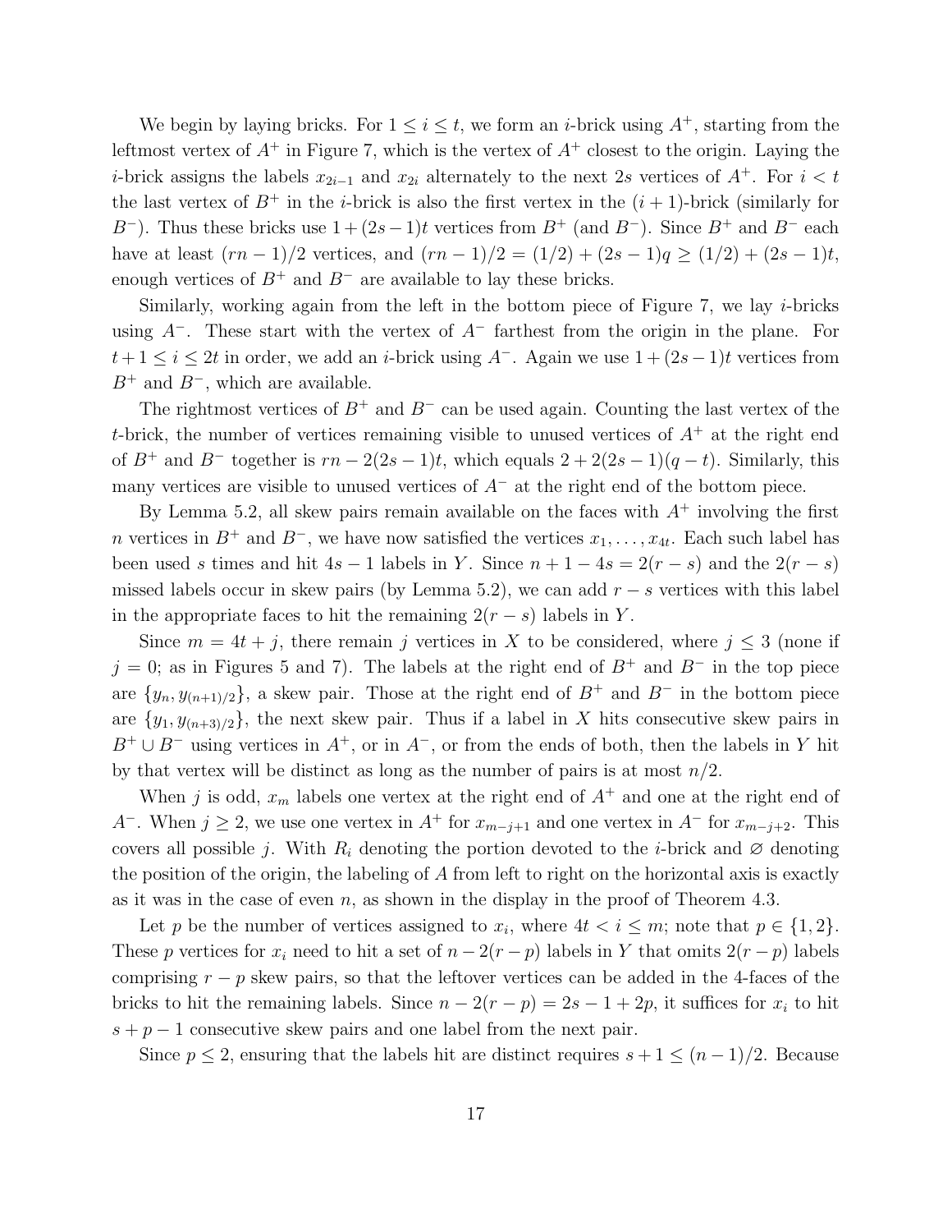We begin by laying bricks. For $1 \le i \le t$, we form an $i$-brick using $A^+$, starting from the leftmost vertex of $A^+$ in Figure 7, which is the vertex of $A^+$ closest to the origin. Laying the $i$-brick assigns the labels $x_{2i-1}$ and $x_{2i}$ alternately to the next $2s$ vertices of $A^+$. For $i < t$ the last vertex of $B^+$ in the $i$-brick is also the first vertex in the $(i+1)$-brick (similarly for $B^-$). Thus these bricks use $1 + (2s-1)t$ vertices from $B^+$ (and $B^-$). Since $B^+$ and $B^-$ each have at least $(rn-1)/2$ vertices, and $(rn-1)/2 = (1/2) + (2s-1)q \ge (1/2) + (2s-1)t$, enough vertices of $B^+$ and $B^-$ are available to lay these bricks.

Similarly, working again from the left in the bottom piece of Figure 7, we lay $i$-bricks using $A^-$. These start with the vertex of $A^-$ farthest from the origin in the plane. For $t+1 \le i \le 2t$ in order, we add an $i$-brick using $A^-$. Again we use $1 + (2s-1)t$ vertices from $B^+$ and $B^-$, which are available.

The rightmost vertices of $B^+$ and $B^-$ can be used again. Counting the last vertex of the $t$-brick, the number of vertices remaining visible to unused vertices of $A^+$ at the right end of $B^+$ and $B^-$ together is $rn - 2(2s-1)t$, which equals $2 + 2(2s-1)(q-t)$. Similarly, this many vertices are visible to unused vertices of $A^-$ at the right end of the bottom piece.

By Lemma 5.2, all skew pairs remain available on the faces with $A^+$ involving the first $n$ vertices in $B^+$ and $B^-$, we have now satisfied the vertices $x_1, \ldots, x_{4t}$. Each such label has been used $s$ times and hit $4s-1$ labels in $Y$. Since $n + 1 - 4s = 2(r-s)$ and the $2(r-s)$ missed labels occur in skew pairs (by Lemma 5.2), we can add $r-s$ vertices with this label in the appropriate faces to hit the remaining $2(r-s)$ labels in $Y$.

Since $m = 4t + j$, there remain $j$ vertices in $X$ to be considered, where $j \le 3$ (none if $j = 0$; as in Figures 5 and 7). The labels at the right end of $B^+$ and $B^-$ in the top piece are $\{y_n, y_{(n+1)/2}\}$, a skew pair. Those at the right end of $B^+$ and $B^-$ in the bottom piece are $\{y_1, y_{(n+3)/2}\}$, the next skew pair. Thus if a label in $X$ hits consecutive skew pairs in $B^+ \cup B^-$ using vertices in $A^+$, or in $A^-$, or from the ends of both, then the labels in $Y$ hit by that vertex will be distinct as long as the number of pairs is at most $n/2$.

When $j$ is odd, $x_m$ labels one vertex at the right end of $A^+$ and one at the right end of $A^-$. When $j \ge 2$, we use one vertex in $A^+$ for $x_{m-j+1}$ and one vertex in $A^-$ for $x_{m-j+2}$. This covers all possible $j$. With $R_i$ denoting the portion devoted to the $i$-brick and $\varnothing$ denoting the position of the origin, the labeling of $A$ from left to right on the horizontal axis is exactly as it was in the case of even $n$, as shown in the display in the proof of Theorem 4.3.

Let $p$ be the number of vertices assigned to $x_i$, where $4t < i \le m$; note that $p \in \{1, 2\}$. These $p$ vertices for $x_i$ need to hit a set of $n - 2(r-p)$ labels in $Y$ that omits $2(r-p)$ labels comprising $r-p$ skew pairs, so that the leftover vertices can be added in the 4-faces of the bricks to hit the remaining labels. Since $n - 2(r-p) = 2s - 1 + 2p$, it suffices for $x_i$ to hit $s + p - 1$ consecutive skew pairs and one label from the next pair.

Since $p \le 2$, ensuring that the labels hit are distinct requires $s + 1 \le (n-1)/2$. Because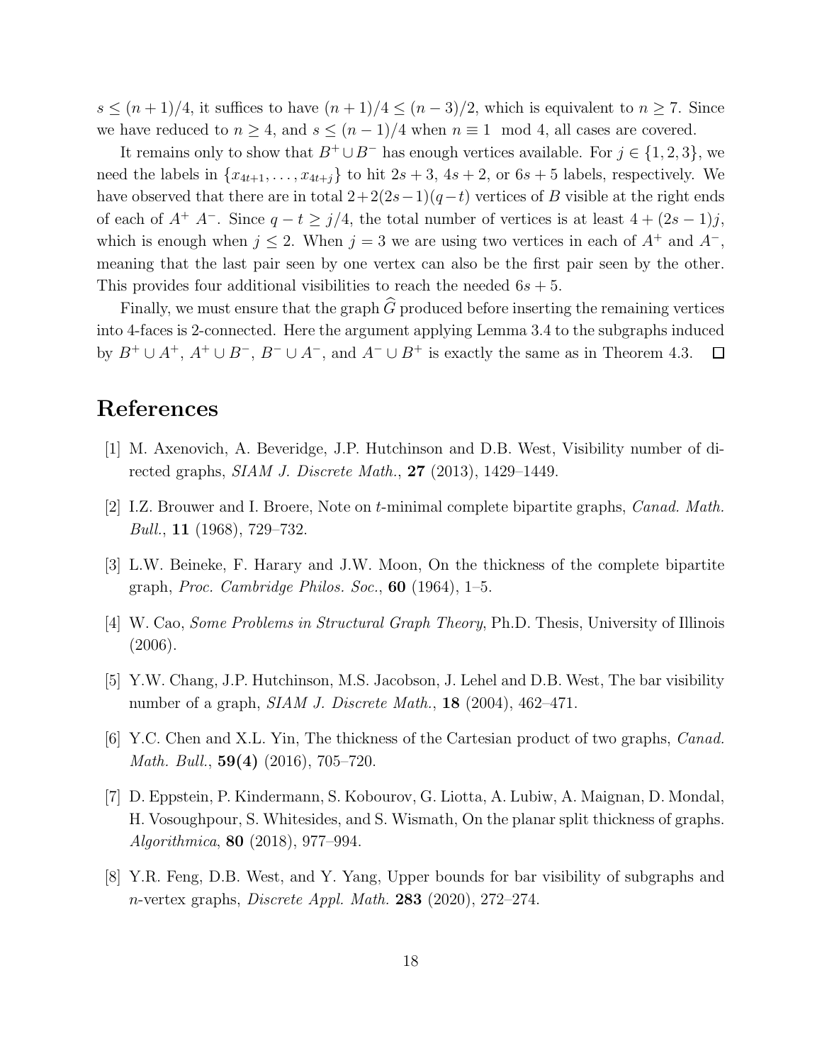$s \le (n+1)/4$, it suffices to have $(n+1)/4 \le (n-3)/2$, which is equivalent to $n \ge 7$. Since we have reduced to $n \ge 4$, and $s \le (n-1)/4$ when $n \equiv 1 \mod 4$, all cases are covered.

It remains only to show that $B^+ \cup B^-$ has enough vertices available. For $j \in \{1, 2, 3\}$, we need the labels in $\{x_{4t+1}, \dots, x_{4t+j}\}$ to hit $2s+3$, $4s+2$, or $6s+5$ labels, respectively. We have observed that there are in total $2+2(2s-1)(q-t)$ vertices of $B$ visible at the right ends of each of $A^+$ $A^-$. Since $q - t \ge j/4$, the total number of vertices is at least $4 + (2s-1)j$, which is enough when $j \le 2$. When $j = 3$ we are using two vertices in each of $A^+$ and $A^-$, meaning that the last pair seen by one vertex can also be the first pair seen by the other. This provides four additional visibilities to reach the needed $6s+5$.

Finally, we must ensure that the graph $\widehat{G}$ produced before inserting the remaining vertices into 4-faces is 2-connected. Here the argument applying Lemma 3.4 to the subgraphs induced by $B^+ \cup A^+$, $A^+ \cup B^-$, $B^- \cup A^-$, and $A^- \cup B^+$ is exactly the same as in Theorem 4.3. $\square$

# References

[1] M. Axenovich, A. Beveridge, J.P. Hutchinson and D.B. West, Visibility number of directed graphs, *SIAM J. Discrete Math.*, **27** (2013), 1429–1449.

[2] I.Z. Brouwer and I. Broere, Note on $t$-minimal complete bipartite graphs, *Canad. Math. Bull.*, **11** (1968), 729–732.

[3] L.W. Beineke, F. Harary and J.W. Moon, On the thickness of the complete bipartite graph, *Proc. Cambridge Philos. Soc.*, **60** (1964), 1–5.

[4] W. Cao, *Some Problems in Structural Graph Theory*, Ph.D. Thesis, University of Illinois (2006).

[5] Y.W. Chang, J.P. Hutchinson, M.S. Jacobson, J. Lehel and D.B. West, The bar visibility number of a graph, *SIAM J. Discrete Math.*, **18** (2004), 462–471.

[6] Y.C. Chen and X.L. Yin, The thickness of the Cartesian product of two graphs, *Canad. Math. Bull.*, **59(4)** (2016), 705–720.

[7] D. Eppstein, P. Kindermann, S. Kobourov, G. Liotta, A. Lubiw, A. Maignan, D. Mondal, H. Vosoughpour, S. Whitesides, and S. Wismath, On the planar split thickness of graphs. *Algorithmica*, **80** (2018), 977–994.

[8] Y.R. Feng, D.B. West, and Y. Yang, Upper bounds for bar visibility of subgraphs and $n$-vertex graphs, *Discrete Appl. Math.* **283** (2020), 272–274.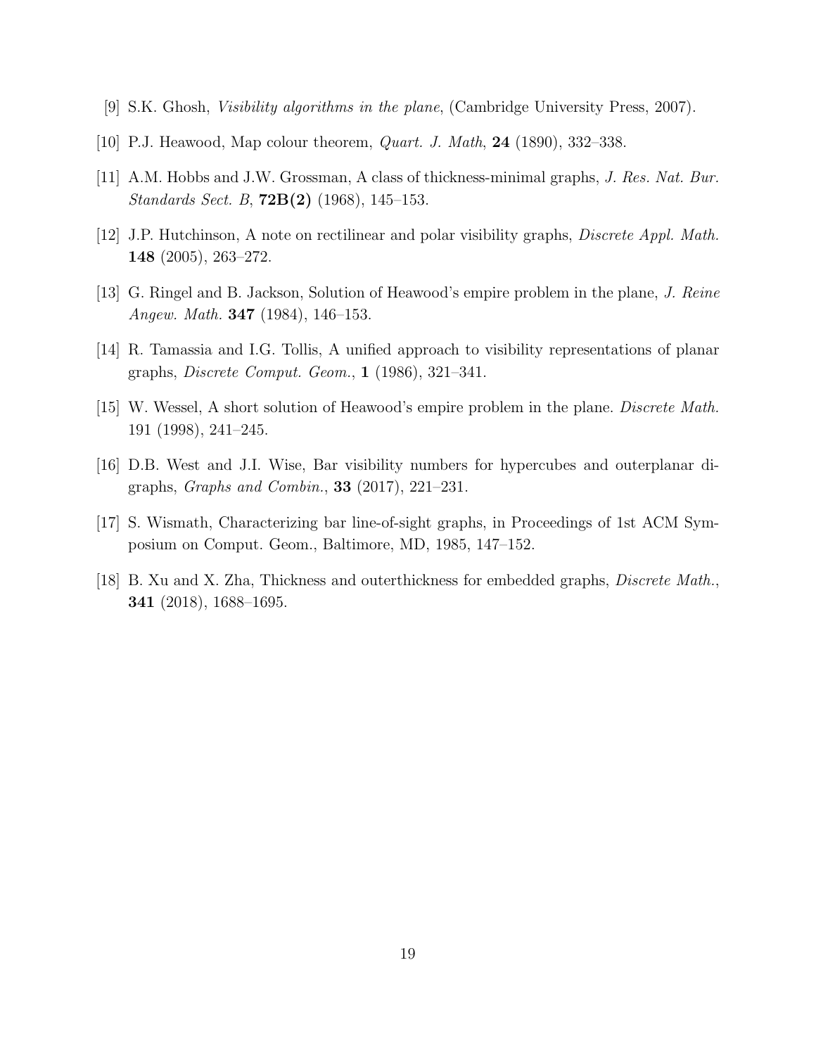[9] S.K. Ghosh, *Visibility algorithms in the plane*, (Cambridge University Press, 2007).

[10] P.J. Heawood, Map colour theorem, *Quart. J. Math*, **24** (1890), 332–338.

[11] A.M. Hobbs and J.W. Grossman, A class of thickness-minimal graphs, *J. Res. Nat. Bur. Standards Sect. B*, **72B(2)** (1968), 145–153.

[12] J.P. Hutchinson, A note on rectilinear and polar visibility graphs, *Discrete Appl. Math.* **148** (2005), 263–272.

[13] G. Ringel and B. Jackson, Solution of Heawood's empire problem in the plane, *J. Reine Angew. Math.* **347** (1984), 146–153.

[14] R. Tamassia and I.G. Tollis, A unified approach to visibility representations of planar graphs, *Discrete Comput. Geom.*, **1** (1986), 321–341.

[15] W. Wessel, A short solution of Heawood's empire problem in the plane. *Discrete Math.* 191 (1998), 241–245.

[16] D.B. West and J.I. Wise, Bar visibility numbers for hypercubes and outerplanar digraphs, *Graphs and Combin.*, **33** (2017), 221–231.

[17] S. Wismath, Characterizing bar line-of-sight graphs, in Proceedings of 1st ACM Symposium on Comput. Geom., Baltimore, MD, 1985, 147–152.

[18] B. Xu and X. Zha, Thickness and outerthickness for embedded graphs, *Discrete Math.*, **341** (2018), 1688–1695.